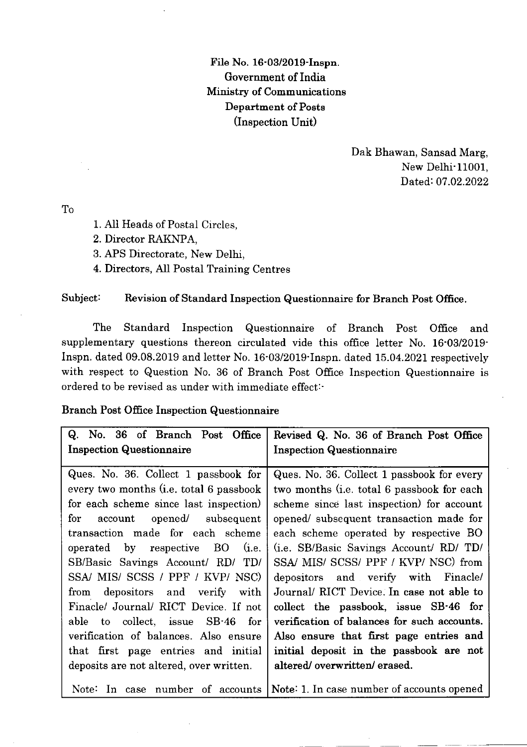**File No. 16-03/2019-Inspn.**
**Government of India**
**Ministry of Communications**
**Department of Posts**
**(Inspection Unit)**

Dak Bhawan, Sansad Marg,
New Delhi-11001,
Dated: 07.02.2022

To

1. All Heads of Postal Circles,
2. Director RAKNPA,
3. APS Directorate, New Delhi,
4. Directors, All Postal Training Centres

**Subject: Revision of Standard Inspection Questionnaire for Branch Post Office.**

The Standard Inspection Questionnaire of Branch Post Office and supplementary questions thereon circulated vide this office letter No. 16-03/2019-Inspn. dated 09.08.2019 and letter No. 16-03/2019-Inspn. dated 15.04.2021 respectively with respect to Question No. 36 of Branch Post Office Inspection Questionnaire is ordered to be revised as under with immediate effect:-

**Branch Post Office Inspection Questionnaire**

| **Q. No. 36 of Branch Post Office Inspection Questionnaire** | **Revised Q. No. 36 of Branch Post Office Inspection Questionnaire** |
|---|---|
| Ques. No. 36. Collect 1 passbook for every two months (i.e. total 6 passbook for each scheme since last inspection) for account opened/ subsequent transaction made for each scheme operated by respective BO (i.e. SB/Basic Savings Account/ RD/ TD/ SSA/ MIS/ SCSS / PPF / KVP/ NSC) from depositors and verify with Finacle/ Journal/ RICT Device. If not able to collect, issue SB-46 for verification of balances. Also ensure that first page entries and initial deposits are not altered, over written. | Ques. No. 36. Collect 1 passbook for every two months (i.e. total 6 passbook for each scheme since last inspection) for account opened/ subsequent transaction made for each scheme operated by respective BO (i.e. SB/Basic Savings Account/ RD/ TD/ SSA/ MIS/ SCSS/ PPF / KVP/ NSC) from depositors and verify with Finacle/ Journal/ RICT Device. **In case not able to collect the passbook, issue SB-46 for verification of balances for such accounts. Also ensure that first page entries and initial deposit in the passbook are not altered/ overwritten/ erased.** |
| Note: In case number of accounts | **Note:** 1. In case number of accounts opened |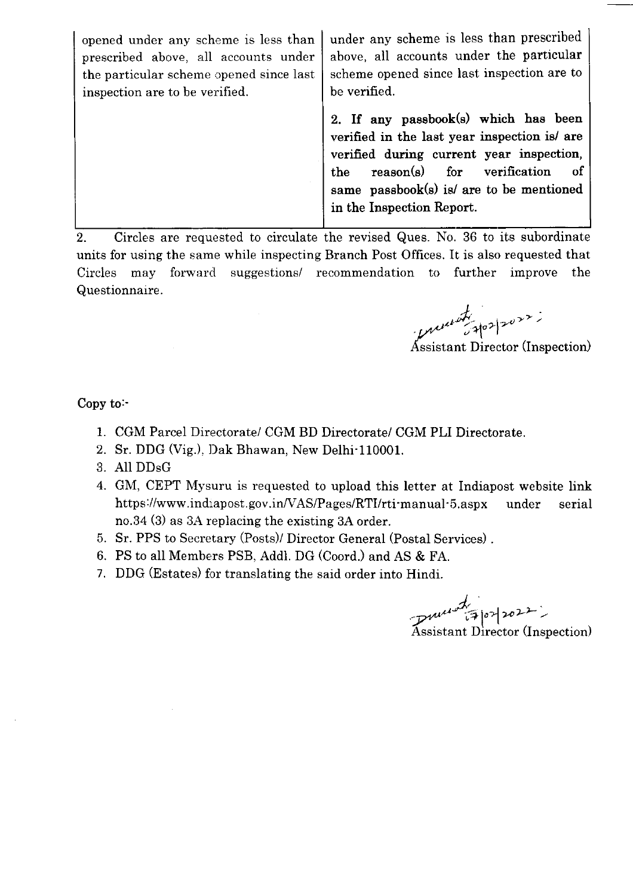| | |
|---|---|
| opened under any scheme is less than prescribed above, all accounts under the particular scheme opened since last inspection are to be verified. | under any scheme is less than prescribed above, all accounts under the particular scheme opened since last inspection are to be verified.<br><br>**2. If any passbook(s) which has been verified in the last year inspection is/ are verified during current year inspection, the reason(s) for verification of same passbook(s) is/ are to be mentioned in the Inspection Report.** |

2. Circles are requested to circulate the revised Ques. No. 36 to its subordinate units for using the same while inspecting Branch Post Offices. It is also requested that Circles may forward suggestions/ recommendation to further improve the Questionnaire.

07/02/2022

Assistant Director (Inspection)

Copy to:-

1. CGM Parcel Directorate/ CGM BD Directorate/ CGM PLI Directorate.
2. Sr. DDG (Vig.), Dak Bhawan, New Delhi-110001.
3. All DDsG
4. GM, CEPT Mysuru is requested to upload this letter at Indiapost website link https://www.indiapost.gov.in/VAS/Pages/RTI/rti-manual-5.aspx under serial no.34 (3) as 3A replacing the existing 3A order.
5. Sr. PPS to Secretary (Posts)/ Director General (Postal Services) .
6. PS to all Members PSB, Addl. DG (Coord.) and AS & FA.
7. DDG (Estates) for translating the said order into Hindi.

07/02/2022

Assistant Director (Inspection)